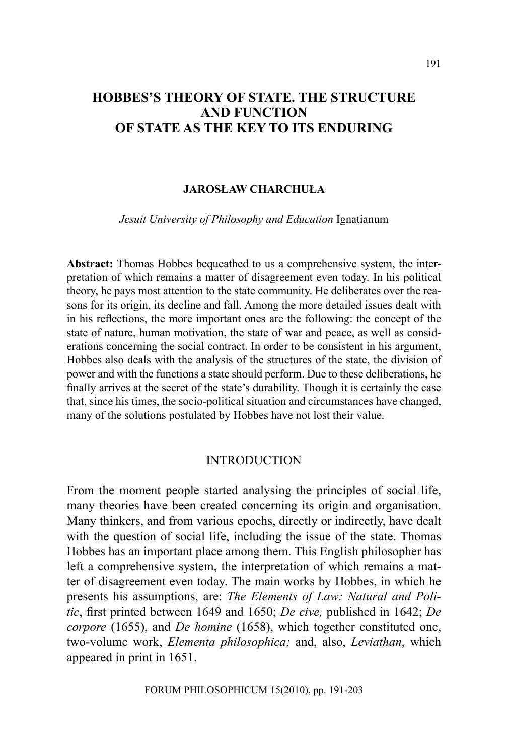# HOBBES'S THEORY OF STATE. THE STRUCTURE AND FUNCTION OF STATE AS THE KEY TO ITS ENDURING

**JAROSŁAW CHARCHUŁA**

*Jesuit University of Philosophy and Education* Ignatianum

**Abstract:** Thomas Hobbes bequeathed to us a comprehensive system, the interpretation of which remains a matter of disagreement even today. In his political theory, he pays most attention to the state community. He deliberates over the reasons for its origin, its decline and fall. Among the more detailed issues dealt with in his reflections, the more important ones are the following: the concept of the state of nature, human motivation, the state of war and peace, as well as considerations concerning the social contract. In order to be consistent in his argument, Hobbes also deals with the analysis of the structures of the state, the division of power and with the functions a state should perform. Due to these deliberations, he finally arrives at the secret of the state's durability. Though it is certainly the case that, since his times, the socio-political situation and circumstances have changed, many of the solutions postulated by Hobbes have not lost their value.

## INTRODUCTION

From the moment people started analysing the principles of social life, many theories have been created concerning its origin and organisation. Many thinkers, and from various epochs, directly or indirectly, have dealt with the question of social life, including the issue of the state. Thomas Hobbes has an important place among them. This English philosopher has left a comprehensive system, the interpretation of which remains a matter of disagreement even today. The main works by Hobbes, in which he presents his assumptions, are: *The Elements of Law: Natural and Politic*, first printed between 1649 and 1650; *De cive,* published in 1642; *De corpore* (1655), and *De homine* (1658), which together constituted one, two-volume work, *Elementa philosophica;* and, also, *Leviathan*, which appeared in print in 1651.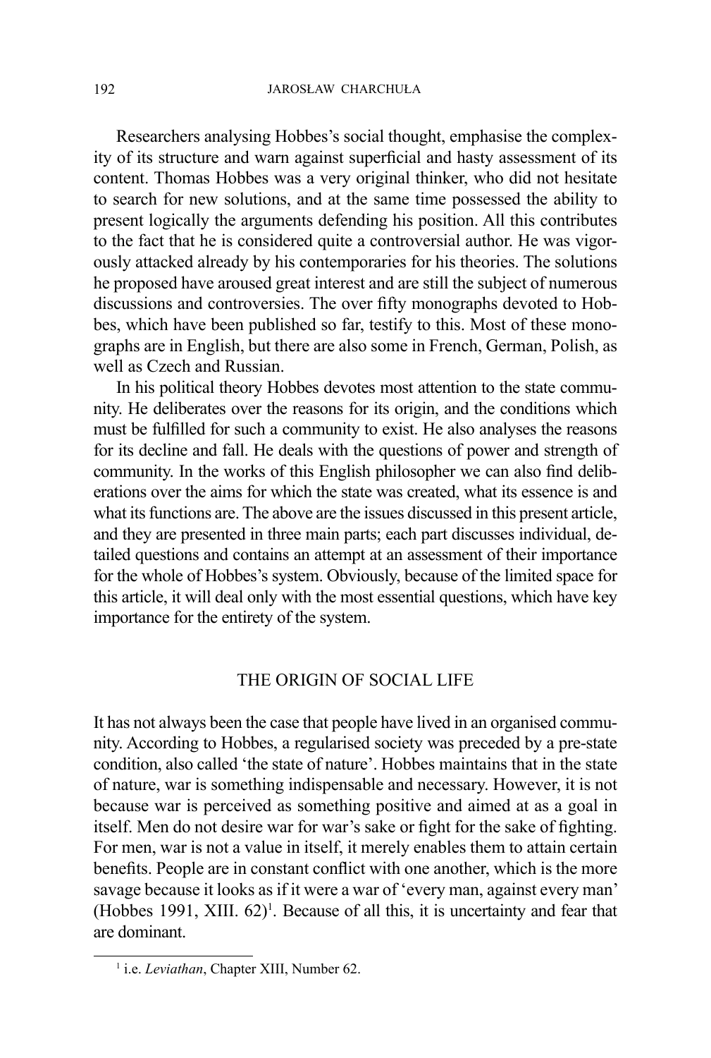Researchers analysing Hobbes's social thought, emphasise the complexity of its structure and warn against superficial and hasty assessment of its content. Thomas Hobbes was a very original thinker, who did not hesitate to search for new solutions, and at the same time possessed the ability to present logically the arguments defending his position. All this contributes to the fact that he is considered quite a controversial author. He was vigorously attacked already by his contemporaries for his theories. The solutions he proposed have aroused great interest and are still the subject of numerous discussions and controversies. The over fifty monographs devoted to Hobbes, which have been published so far, testify to this. Most of these monographs are in English, but there are also some in French, German, Polish, as well as Czech and Russian.

In his political theory Hobbes devotes most attention to the state community. He deliberates over the reasons for its origin, and the conditions which must be fulfilled for such a community to exist. He also analyses the reasons for its decline and fall. He deals with the questions of power and strength of community. In the works of this English philosopher we can also find deliberations over the aims for which the state was created, what its essence is and what its functions are. The above are the issues discussed in this present article, and they are presented in three main parts; each part discusses individual, detailed questions and contains an attempt at an assessment of their importance for the whole of Hobbes's system. Obviously, because of the limited space for this article, it will deal only with the most essential questions, which have key importance for the entirety of the system.

## THE ORIGIN OF SOCIAL LIFE

It has not always been the case that people have lived in an organised community. According to Hobbes, a regularised society was preceded by a pre-state condition, also called 'the state of nature'. Hobbes maintains that in the state of nature, war is something indispensable and necessary. However, it is not because war is perceived as something positive and aimed at as a goal in itself. Men do not desire war for war's sake or fight for the sake of fighting. For men, war is not a value in itself, it merely enables them to attain certain benefits. People are in constant conflict with one another, which is the more savage because it looks as if it were a war of 'every man, against every man' (Hobbes 1991, XIII. 62)[1]. Because of all this, it is uncertainty and fear that are dominant.

[1] i.e. *Leviathan*, Chapter XIII, Number 62.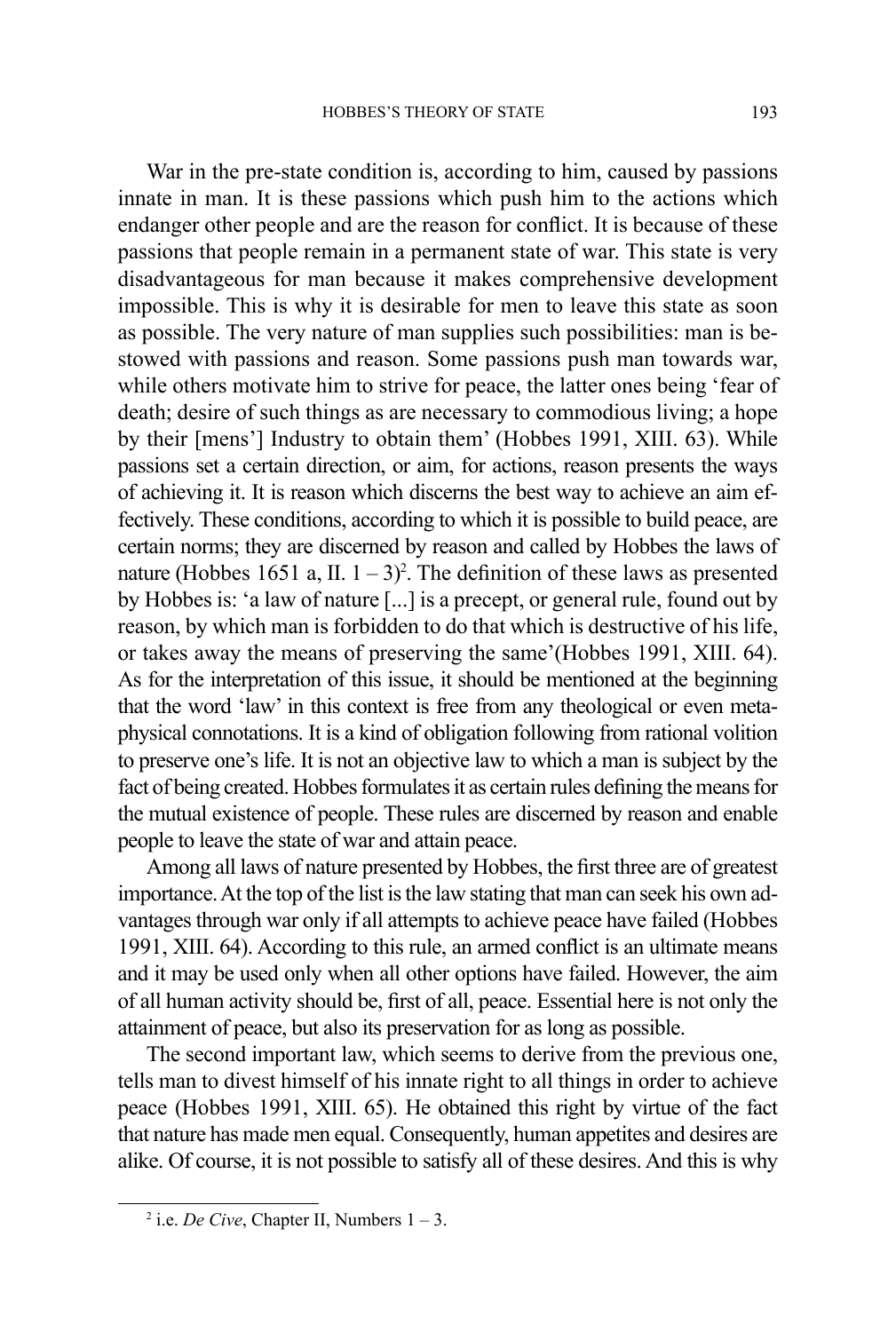War in the pre-state condition is, according to him, caused by passions innate in man. It is these passions which push him to the actions which endanger other people and are the reason for conflict. It is because of these passions that people remain in a permanent state of war. This state is very disadvantageous for man because it makes comprehensive development impossible. This is why it is desirable for men to leave this state as soon as possible. The very nature of man supplies such possibilities: man is bestowed with passions and reason. Some passions push man towards war, while others motivate him to strive for peace, the latter ones being 'fear of death; desire of such things as are necessary to commodious living; a hope by their [mens'] Industry to obtain them' (Hobbes 1991, XIII. 63). While passions set a certain direction, or aim, for actions, reason presents the ways of achieving it. It is reason which discerns the best way to achieve an aim effectively. These conditions, according to which it is possible to build peace, are certain norms; they are discerned by reason and called by Hobbes the laws of nature (Hobbes 1651 a, II. 1 – 3)[2]. The definition of these laws as presented by Hobbes is: 'a law of nature [...] is a precept, or general rule, found out by reason, by which man is forbidden to do that which is destructive of his life, or takes away the means of preserving the same'(Hobbes 1991, XIII. 64). As for the interpretation of this issue, it should be mentioned at the beginning that the word 'law' in this context is free from any theological or even metaphysical connotations. It is a kind of obligation following from rational volition to preserve one's life. It is not an objective law to which a man is subject by the fact of being created. Hobbes formulates it as certain rules defining the means for the mutual existence of people. These rules are discerned by reason and enable people to leave the state of war and attain peace.

Among all laws of nature presented by Hobbes, the first three are of greatest importance. At the top of the list is the law stating that man can seek his own advantages through war only if all attempts to achieve peace have failed (Hobbes 1991, XIII. 64). According to this rule, an armed conflict is an ultimate means and it may be used only when all other options have failed. However, the aim of all human activity should be, first of all, peace. Essential here is not only the attainment of peace, but also its preservation for as long as possible.

The second important law, which seems to derive from the previous one, tells man to divest himself of his innate right to all things in order to achieve peace (Hobbes 1991, XIII. 65). He obtained this right by virtue of the fact that nature has made men equal. Consequently, human appetites and desires are alike. Of course, it is not possible to satisfy all of these desires. And this is why

[2] i.e. *De Cive*, Chapter II, Numbers 1 – 3.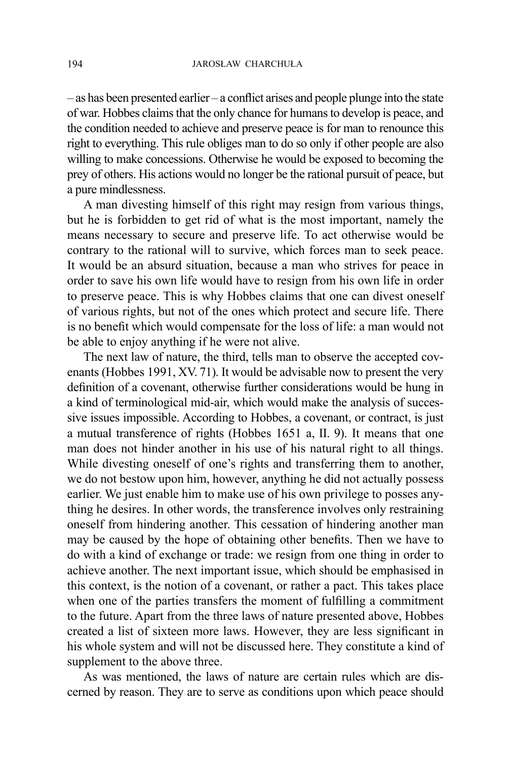– as has been presented earlier – a conflict arises and people plunge into the state of war. Hobbes claims that the only chance for humans to develop is peace, and the condition needed to achieve and preserve peace is for man to renounce this right to everything. This rule obliges man to do so only if other people are also willing to make concessions. Otherwise he would be exposed to becoming the prey of others. His actions would no longer be the rational pursuit of peace, but a pure mindlessness.

A man divesting himself of this right may resign from various things, but he is forbidden to get rid of what is the most important, namely the means necessary to secure and preserve life. To act otherwise would be contrary to the rational will to survive, which forces man to seek peace. It would be an absurd situation, because a man who strives for peace in order to save his own life would have to resign from his own life in order to preserve peace. This is why Hobbes claims that one can divest oneself of various rights, but not of the ones which protect and secure life. There is no benefit which would compensate for the loss of life: a man would not be able to enjoy anything if he were not alive.

The next law of nature, the third, tells man to observe the accepted covenants (Hobbes 1991, XV. 71). It would be advisable now to present the very definition of a covenant, otherwise further considerations would be hung in a kind of terminological mid-air, which would make the analysis of successive issues impossible. According to Hobbes, a covenant, or contract, is just a mutual transference of rights (Hobbes 1651 a, II. 9). It means that one man does not hinder another in his use of his natural right to all things. While divesting oneself of one's rights and transferring them to another, we do not bestow upon him, however, anything he did not actually possess earlier. We just enable him to make use of his own privilege to posses anything he desires. In other words, the transference involves only restraining oneself from hindering another. This cessation of hindering another man may be caused by the hope of obtaining other benefits. Then we have to do with a kind of exchange or trade: we resign from one thing in order to achieve another. The next important issue, which should be emphasised in this context, is the notion of a covenant, or rather a pact. This takes place when one of the parties transfers the moment of fulfilling a commitment to the future. Apart from the three laws of nature presented above, Hobbes created a list of sixteen more laws. However, they are less significant in his whole system and will not be discussed here. They constitute a kind of supplement to the above three.

As was mentioned, the laws of nature are certain rules which are discerned by reason. They are to serve as conditions upon which peace should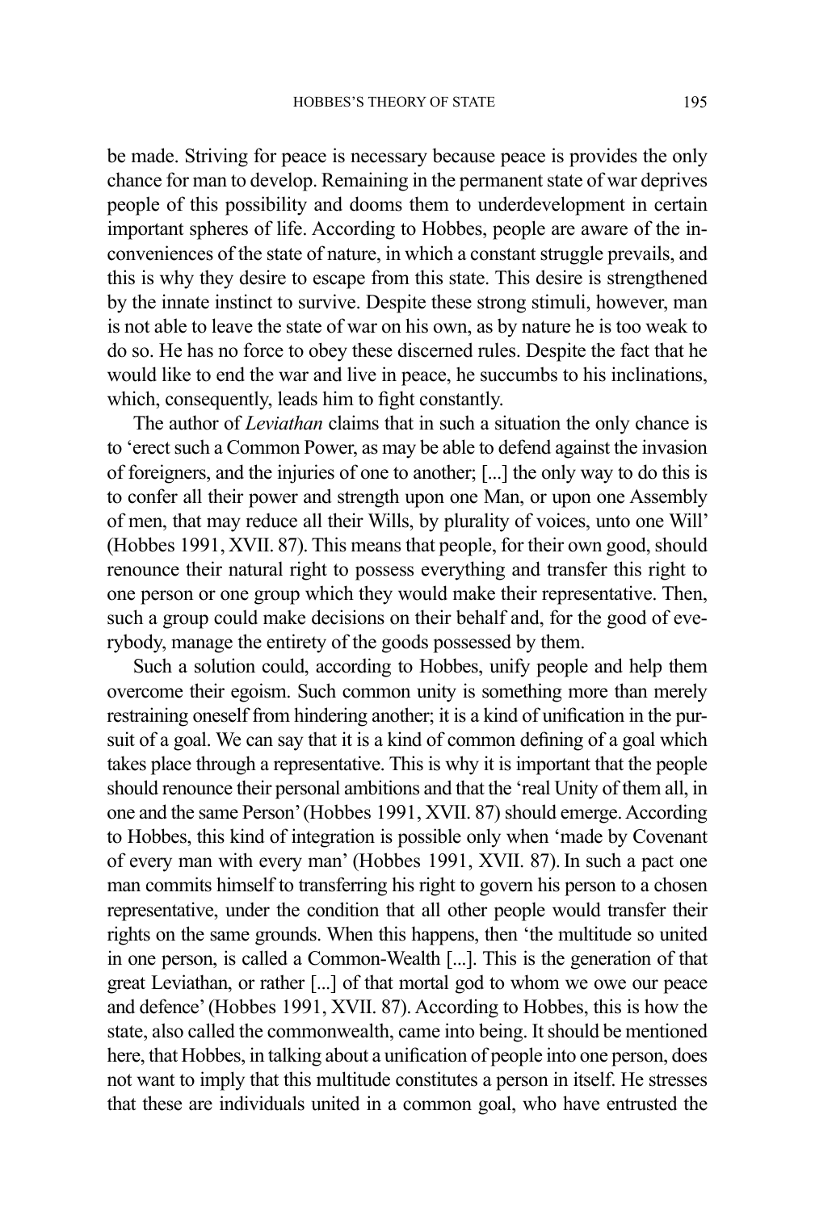be made. Striving for peace is necessary because peace is provides the only chance for man to develop. Remaining in the permanent state of war deprives people of this possibility and dooms them to underdevelopment in certain important spheres of life. According to Hobbes, people are aware of the inconveniences of the state of nature, in which a constant struggle prevails, and this is why they desire to escape from this state. This desire is strengthened by the innate instinct to survive. Despite these strong stimuli, however, man is not able to leave the state of war on his own, as by nature he is too weak to do so. He has no force to obey these discerned rules. Despite the fact that he would like to end the war and live in peace, he succumbs to his inclinations, which, consequently, leads him to fight constantly.

The author of *Leviathan* claims that in such a situation the only chance is to 'erect such a Common Power, as may be able to defend against the invasion of foreigners, and the injuries of one to another; [...] the only way to do this is to confer all their power and strength upon one Man, or upon one Assembly of men, that may reduce all their Wills, by plurality of voices, unto one Will' (Hobbes 1991, XVII. 87). This means that people, for their own good, should renounce their natural right to possess everything and transfer this right to one person or one group which they would make their representative. Then, such a group could make decisions on their behalf and, for the good of everybody, manage the entirety of the goods possessed by them.

Such a solution could, according to Hobbes, unify people and help them overcome their egoism. Such common unity is something more than merely restraining oneself from hindering another; it is a kind of unification in the pursuit of a goal. We can say that it is a kind of common defining of a goal which takes place through a representative. This is why it is important that the people should renounce their personal ambitions and that the 'real Unity of them all, in one and the same Person' (Hobbes 1991, XVII. 87) should emerge. According to Hobbes, this kind of integration is possible only when 'made by Covenant of every man with every man' (Hobbes 1991, XVII. 87). In such a pact one man commits himself to transferring his right to govern his person to a chosen representative, under the condition that all other people would transfer their rights on the same grounds. When this happens, then 'the multitude so united in one person, is called a Common-Wealth [...]. This is the generation of that great Leviathan, or rather [...] of that mortal god to whom we owe our peace and defence' (Hobbes 1991, XVII. 87). According to Hobbes, this is how the state, also called the commonwealth, came into being. It should be mentioned here, that Hobbes, in talking about a unification of people into one person, does not want to imply that this multitude constitutes a person in itself. He stresses that these are individuals united in a common goal, who have entrusted the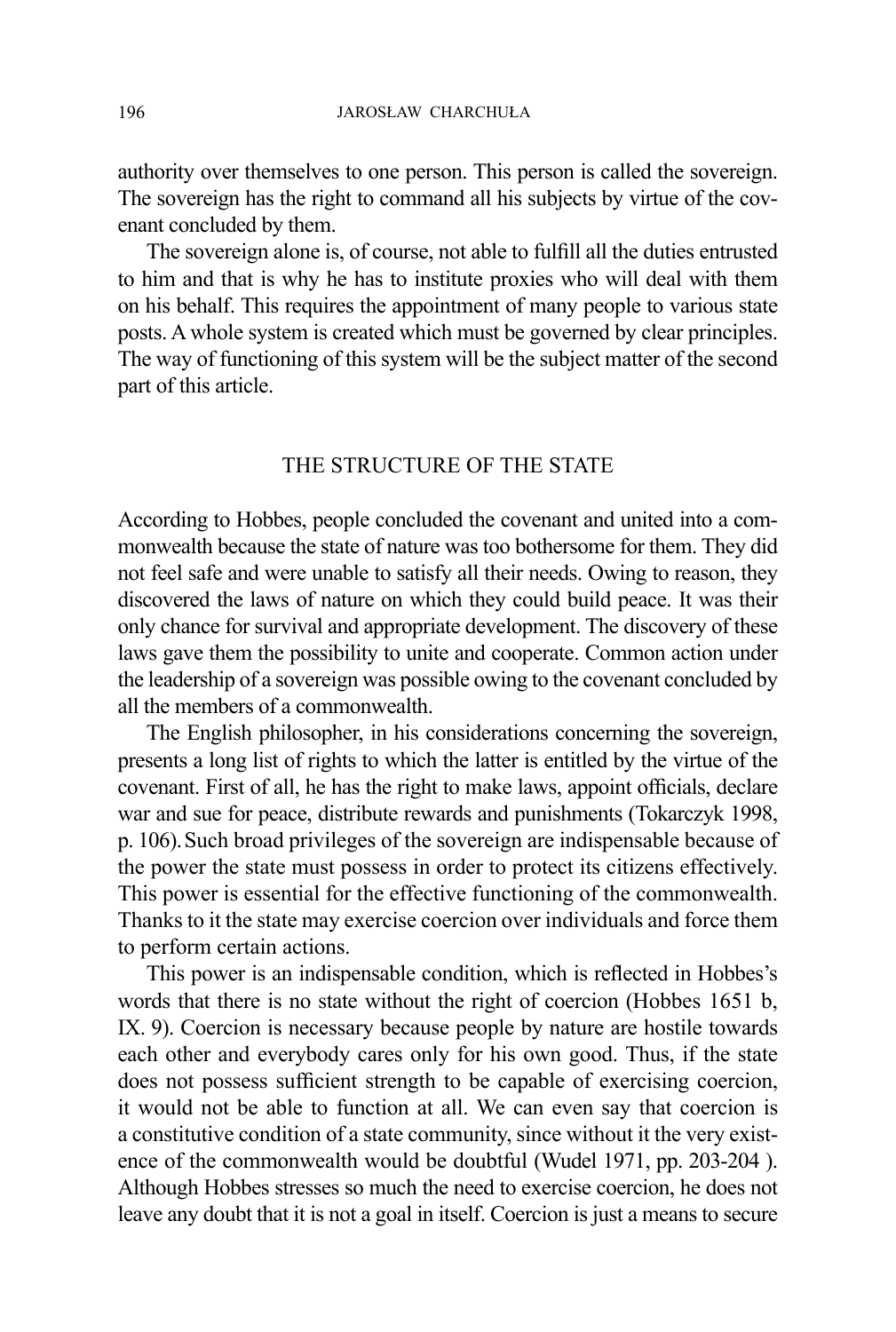authority over themselves to one person. This person is called the sovereign. The sovereign has the right to command all his subjects by virtue of the covenant concluded by them.

The sovereign alone is, of course, not able to fulfill all the duties entrusted to him and that is why he has to institute proxies who will deal with them on his behalf. This requires the appointment of many people to various state posts. A whole system is created which must be governed by clear principles. The way of functioning of this system will be the subject matter of the second part of this article.

## THE STRUCTURE OF THE STATE

According to Hobbes, people concluded the covenant and united into a commonwealth because the state of nature was too bothersome for them. They did not feel safe and were unable to satisfy all their needs. Owing to reason, they discovered the laws of nature on which they could build peace. It was their only chance for survival and appropriate development. The discovery of these laws gave them the possibility to unite and cooperate. Common action under the leadership of a sovereign was possible owing to the covenant concluded by all the members of a commonwealth.

The English philosopher, in his considerations concerning the sovereign, presents a long list of rights to which the latter is entitled by the virtue of the covenant. First of all, he has the right to make laws, appoint officials, declare war and sue for peace, distribute rewards and punishments (Tokarczyk 1998, p. 106). Such broad privileges of the sovereign are indispensable because of the power the state must possess in order to protect its citizens effectively. This power is essential for the effective functioning of the commonwealth. Thanks to it the state may exercise coercion over individuals and force them to perform certain actions.

This power is an indispensable condition, which is reflected in Hobbes's words that there is no state without the right of coercion (Hobbes 1651 b, IX. 9). Coercion is necessary because people by nature are hostile towards each other and everybody cares only for his own good. Thus, if the state does not possess sufficient strength to be capable of exercising coercion, it would not be able to function at all. We can even say that coercion is a constitutive condition of a state community, since without it the very existence of the commonwealth would be doubtful (Wudel 1971, pp. 203-204 ). Although Hobbes stresses so much the need to exercise coercion, he does not leave any doubt that it is not a goal in itself. Coercion is just a means to secure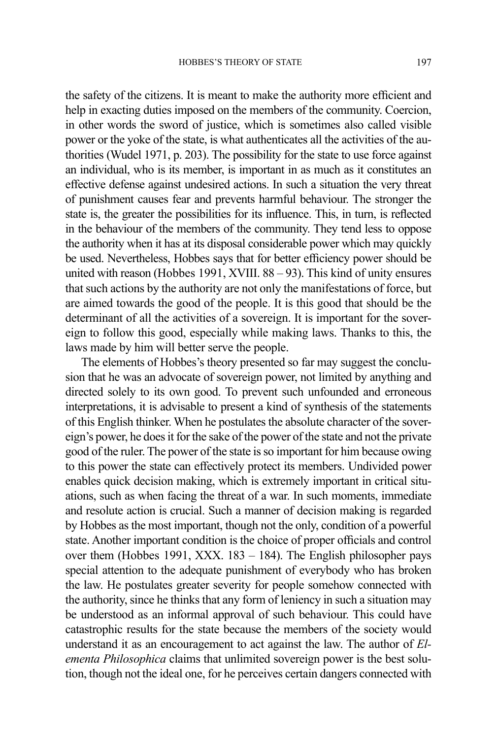the safety of the citizens. It is meant to make the authority more efficient and help in exacting duties imposed on the members of the community. Coercion, in other words the sword of justice, which is sometimes also called visible power or the yoke of the state, is what authenticates all the activities of the authorities (Wudel 1971, p. 203). The possibility for the state to use force against an individual, who is its member, is important in as much as it constitutes an effective defense against undesired actions. In such a situation the very threat of punishment causes fear and prevents harmful behaviour. The stronger the state is, the greater the possibilities for its influence. This, in turn, is reflected in the behaviour of the members of the community. They tend less to oppose the authority when it has at its disposal considerable power which may quickly be used. Nevertheless, Hobbes says that for better efficiency power should be united with reason (Hobbes 1991, XVIII. 88 – 93). This kind of unity ensures that such actions by the authority are not only the manifestations of force, but are aimed towards the good of the people. It is this good that should be the determinant of all the activities of a sovereign. It is important for the sovereign to follow this good, especially while making laws. Thanks to this, the laws made by him will better serve the people.

The elements of Hobbes's theory presented so far may suggest the conclusion that he was an advocate of sovereign power, not limited by anything and directed solely to its own good. To prevent such unfounded and erroneous interpretations, it is advisable to present a kind of synthesis of the statements of this English thinker. When he postulates the absolute character of the sovereign's power, he does it for the sake of the power of the state and not the private good of the ruler. The power of the state is so important for him because owing to this power the state can effectively protect its members. Undivided power enables quick decision making, which is extremely important in critical situations, such as when facing the threat of a war. In such moments, immediate and resolute action is crucial. Such a manner of decision making is regarded by Hobbes as the most important, though not the only, condition of a powerful state. Another important condition is the choice of proper officials and control over them (Hobbes 1991, XXX. 183 – 184). The English philosopher pays special attention to the adequate punishment of everybody who has broken the law. He postulates greater severity for people somehow connected with the authority, since he thinks that any form of leniency in such a situation may be understood as an informal approval of such behaviour. This could have catastrophic results for the state because the members of the society would understand it as an encouragement to act against the law. The author of *Elementa Philosophica* claims that unlimited sovereign power is the best solution, though not the ideal one, for he perceives certain dangers connected with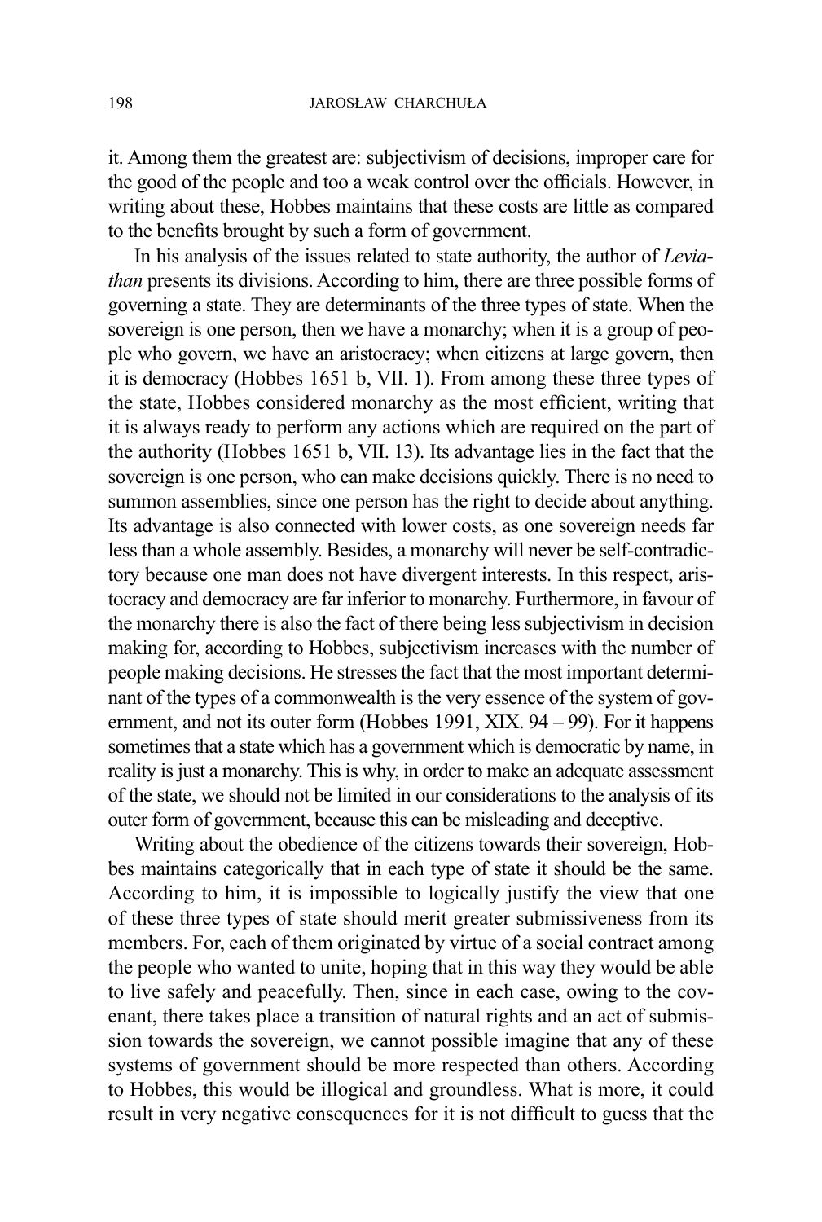it. Among them the greatest are: subjectivism of decisions, improper care for the good of the people and too a weak control over the officials. However, in writing about these, Hobbes maintains that these costs are little as compared to the benefits brought by such a form of government.

In his analysis of the issues related to state authority, the author of *Leviathan* presents its divisions. According to him, there are three possible forms of governing a state. They are determinants of the three types of state. When the sovereign is one person, then we have a monarchy; when it is a group of people who govern, we have an aristocracy; when citizens at large govern, then it is democracy (Hobbes 1651 b, VII. 1). From among these three types of the state, Hobbes considered monarchy as the most efficient, writing that it is always ready to perform any actions which are required on the part of the authority (Hobbes 1651 b, VII. 13). Its advantage lies in the fact that the sovereign is one person, who can make decisions quickly. There is no need to summon assemblies, since one person has the right to decide about anything. Its advantage is also connected with lower costs, as one sovereign needs far less than a whole assembly. Besides, a monarchy will never be self-contradictory because one man does not have divergent interests. In this respect, aristocracy and democracy are far inferior to monarchy. Furthermore, in favour of the monarchy there is also the fact of there being less subjectivism in decision making for, according to Hobbes, subjectivism increases with the number of people making decisions. He stresses the fact that the most important determinant of the types of a commonwealth is the very essence of the system of government, and not its outer form (Hobbes 1991, XIX. 94 – 99). For it happens sometimes that a state which has a government which is democratic by name, in reality is just a monarchy. This is why, in order to make an adequate assessment of the state, we should not be limited in our considerations to the analysis of its outer form of government, because this can be misleading and deceptive.

Writing about the obedience of the citizens towards their sovereign, Hobbes maintains categorically that in each type of state it should be the same. According to him, it is impossible to logically justify the view that one of these three types of state should merit greater submissiveness from its members. For, each of them originated by virtue of a social contract among the people who wanted to unite, hoping that in this way they would be able to live safely and peacefully. Then, since in each case, owing to the covenant, there takes place a transition of natural rights and an act of submission towards the sovereign, we cannot possible imagine that any of these systems of government should be more respected than others. According to Hobbes, this would be illogical and groundless. What is more, it could result in very negative consequences for it is not difficult to guess that the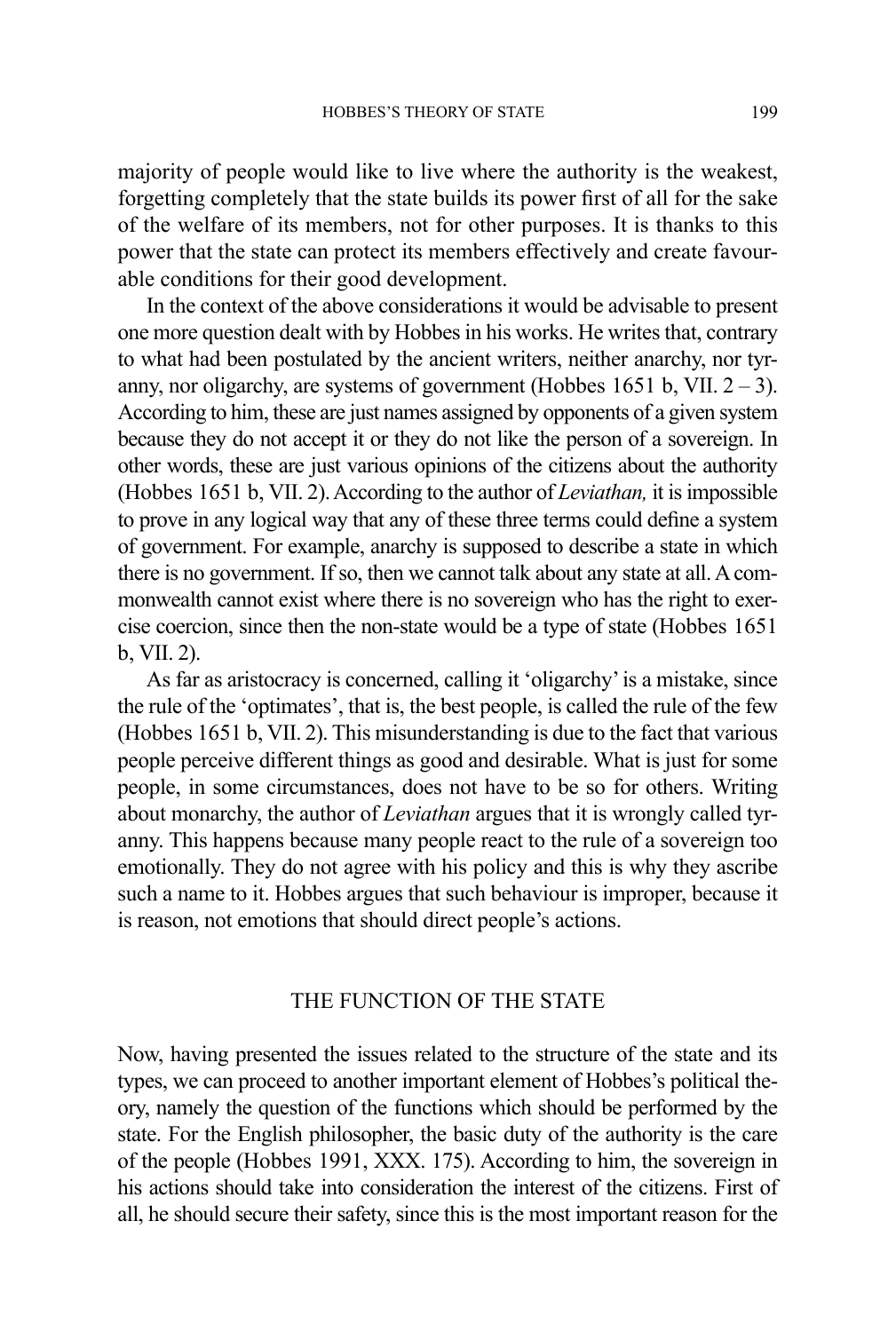majority of people would like to live where the authority is the weakest, forgetting completely that the state builds its power first of all for the sake of the welfare of its members, not for other purposes. It is thanks to this power that the state can protect its members effectively and create favourable conditions for their good development.

In the context of the above considerations it would be advisable to present one more question dealt with by Hobbes in his works. He writes that, contrary to what had been postulated by the ancient writers, neither anarchy, nor tyranny, nor oligarchy, are systems of government (Hobbes 1651 b, VII. 2 – 3). According to him, these are just names assigned by opponents of a given system because they do not accept it or they do not like the person of a sovereign. In other words, these are just various opinions of the citizens about the authority (Hobbes 1651 b, VII. 2). According to the author of *Leviathan,* it is impossible to prove in any logical way that any of these three terms could define a system of government. For example, anarchy is supposed to describe a state in which there is no government. If so, then we cannot talk about any state at all. A commonwealth cannot exist where there is no sovereign who has the right to exercise coercion, since then the non-state would be a type of state (Hobbes 1651 b, VII. 2).

As far as aristocracy is concerned, calling it 'oligarchy' is a mistake, since the rule of the 'optimates', that is, the best people, is called the rule of the few (Hobbes 1651 b, VII. 2). This misunderstanding is due to the fact that various people perceive different things as good and desirable. What is just for some people, in some circumstances, does not have to be so for others. Writing about monarchy, the author of *Leviathan* argues that it is wrongly called tyranny. This happens because many people react to the rule of a sovereign too emotionally. They do not agree with his policy and this is why they ascribe such a name to it. Hobbes argues that such behaviour is improper, because it is reason, not emotions that should direct people's actions.

## THE FUNCTION OF THE STATE

Now, having presented the issues related to the structure of the state and its types, we can proceed to another important element of Hobbes's political theory, namely the question of the functions which should be performed by the state. For the English philosopher, the basic duty of the authority is the care of the people (Hobbes 1991, XXX. 175). According to him, the sovereign in his actions should take into consideration the interest of the citizens. First of all, he should secure their safety, since this is the most important reason for the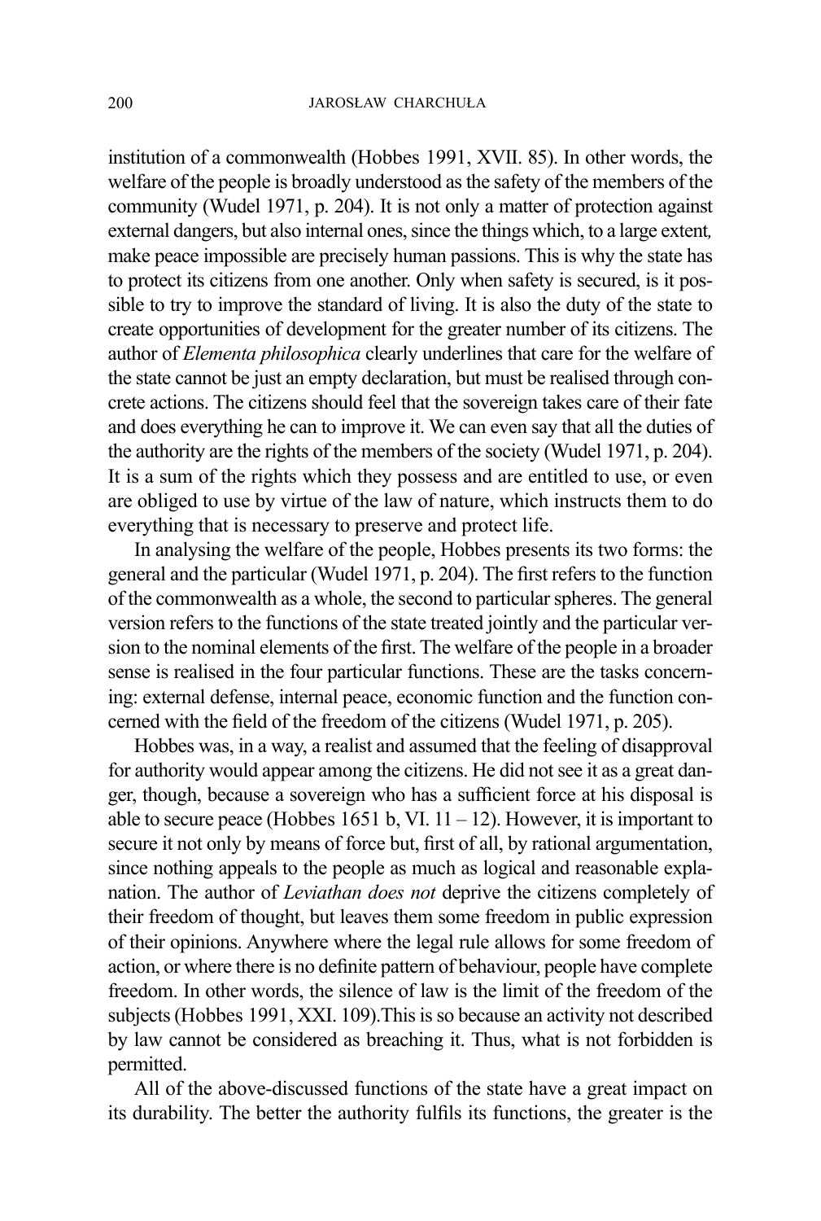institution of a commonwealth (Hobbes 1991, XVII. 85). In other words, the welfare of the people is broadly understood as the safety of the members of the community (Wudel 1971, p. 204). It is not only a matter of protection against external dangers, but also internal ones, since the things which, to a large extent, make peace impossible are precisely human passions. This is why the state has to protect its citizens from one another. Only when safety is secured, is it possible to try to improve the standard of living. It is also the duty of the state to create opportunities of development for the greater number of its citizens. The author of *Elementa philosophica* clearly underlines that care for the welfare of the state cannot be just an empty declaration, but must be realised through concrete actions. The citizens should feel that the sovereign takes care of their fate and does everything he can to improve it. We can even say that all the duties of the authority are the rights of the members of the society (Wudel 1971, p. 204). It is a sum of the rights which they possess and are entitled to use, or even are obliged to use by virtue of the law of nature, which instructs them to do everything that is necessary to preserve and protect life.

In analysing the welfare of the people, Hobbes presents its two forms: the general and the particular (Wudel 1971, p. 204). The first refers to the function of the commonwealth as a whole, the second to particular spheres. The general version refers to the functions of the state treated jointly and the particular version to the nominal elements of the first. The welfare of the people in a broader sense is realised in the four particular functions. These are the tasks concerning: external defense, internal peace, economic function and the function concerned with the field of the freedom of the citizens (Wudel 1971, p. 205).

Hobbes was, in a way, a realist and assumed that the feeling of disapproval for authority would appear among the citizens. He did not see it as a great danger, though, because a sovereign who has a sufficient force at his disposal is able to secure peace (Hobbes 1651 b, VI. 11 – 12). However, it is important to secure it not only by means of force but, first of all, by rational argumentation, since nothing appeals to the people as much as logical and reasonable explanation. The author of *Leviathan does not* deprive the citizens completely of their freedom of thought, but leaves them some freedom in public expression of their opinions. Anywhere where the legal rule allows for some freedom of action, or where there is no definite pattern of behaviour, people have complete freedom. In other words, the silence of law is the limit of the freedom of the subjects (Hobbes 1991, XXI. 109).This is so because an activity not described by law cannot be considered as breaching it. Thus, what is not forbidden is permitted.

All of the above-discussed functions of the state have a great impact on its durability. The better the authority fulfils its functions, the greater is the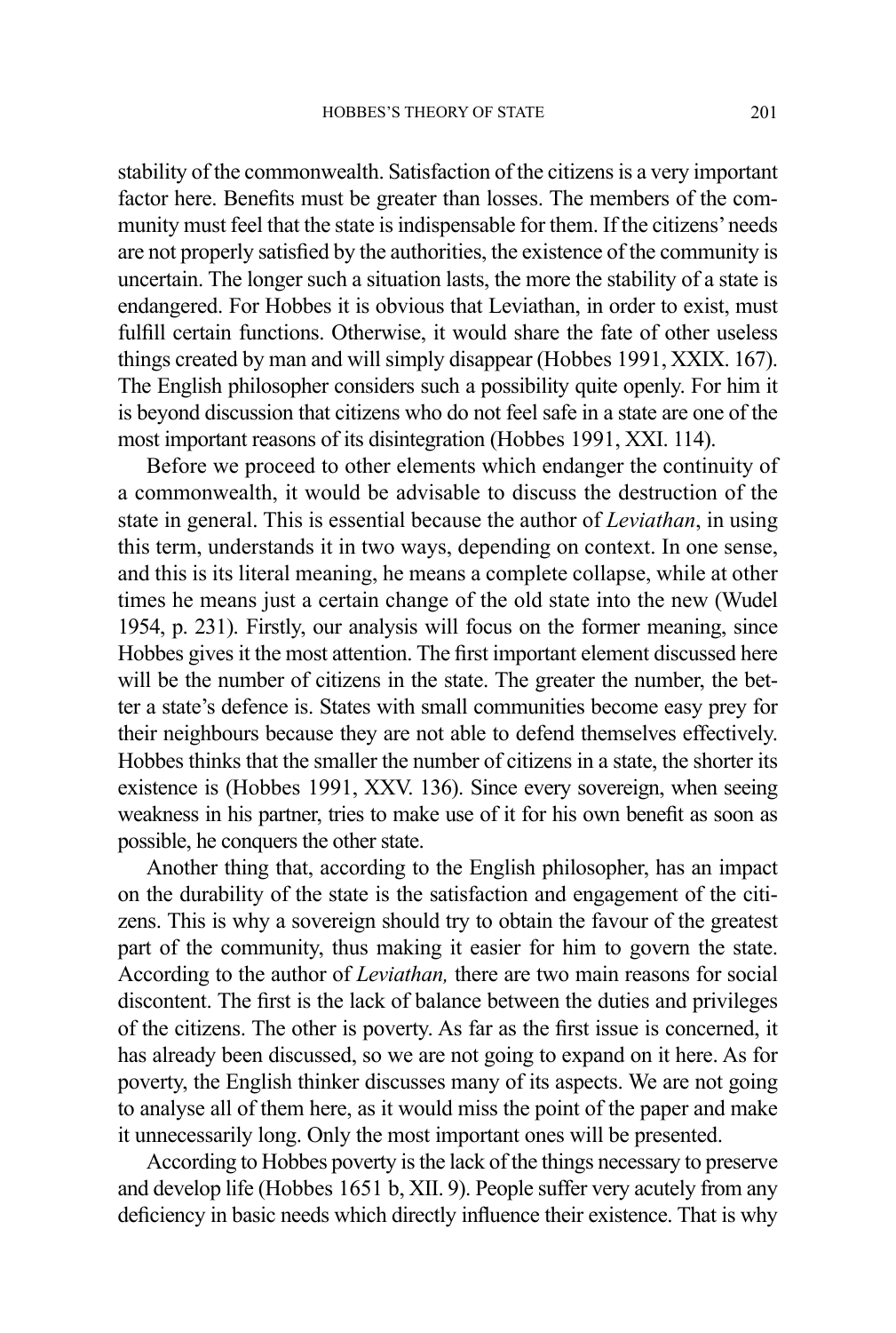stability of the commonwealth. Satisfaction of the citizens is a very important factor here. Benefits must be greater than losses. The members of the community must feel that the state is indispensable for them. If the citizens' needs are not properly satisfied by the authorities, the existence of the community is uncertain. The longer such a situation lasts, the more the stability of a state is endangered. For Hobbes it is obvious that Leviathan, in order to exist, must fulfill certain functions. Otherwise, it would share the fate of other useless things created by man and will simply disappear (Hobbes 1991, XXIX. 167). The English philosopher considers such a possibility quite openly. For him it is beyond discussion that citizens who do not feel safe in a state are one of the most important reasons of its disintegration (Hobbes 1991, XXI. 114).

Before we proceed to other elements which endanger the continuity of a commonwealth, it would be advisable to discuss the destruction of the state in general. This is essential because the author of *Leviathan*, in using this term, understands it in two ways, depending on context. In one sense, and this is its literal meaning, he means a complete collapse, while at other times he means just a certain change of the old state into the new (Wudel 1954, p. 231). Firstly, our analysis will focus on the former meaning, since Hobbes gives it the most attention. The first important element discussed here will be the number of citizens in the state. The greater the number, the better a state's defence is. States with small communities become easy prey for their neighbours because they are not able to defend themselves effectively. Hobbes thinks that the smaller the number of citizens in a state, the shorter its existence is (Hobbes 1991, XXV. 136). Since every sovereign, when seeing weakness in his partner, tries to make use of it for his own benefit as soon as possible, he conquers the other state.

Another thing that, according to the English philosopher, has an impact on the durability of the state is the satisfaction and engagement of the citizens. This is why a sovereign should try to obtain the favour of the greatest part of the community, thus making it easier for him to govern the state. According to the author of *Leviathan,* there are two main reasons for social discontent. The first is the lack of balance between the duties and privileges of the citizens. The other is poverty. As far as the first issue is concerned, it has already been discussed, so we are not going to expand on it here. As for poverty, the English thinker discusses many of its aspects. We are not going to analyse all of them here, as it would miss the point of the paper and make it unnecessarily long. Only the most important ones will be presented.

According to Hobbes poverty is the lack of the things necessary to preserve and develop life (Hobbes 1651 b, XII. 9). People suffer very acutely from any deficiency in basic needs which directly influence their existence. That is why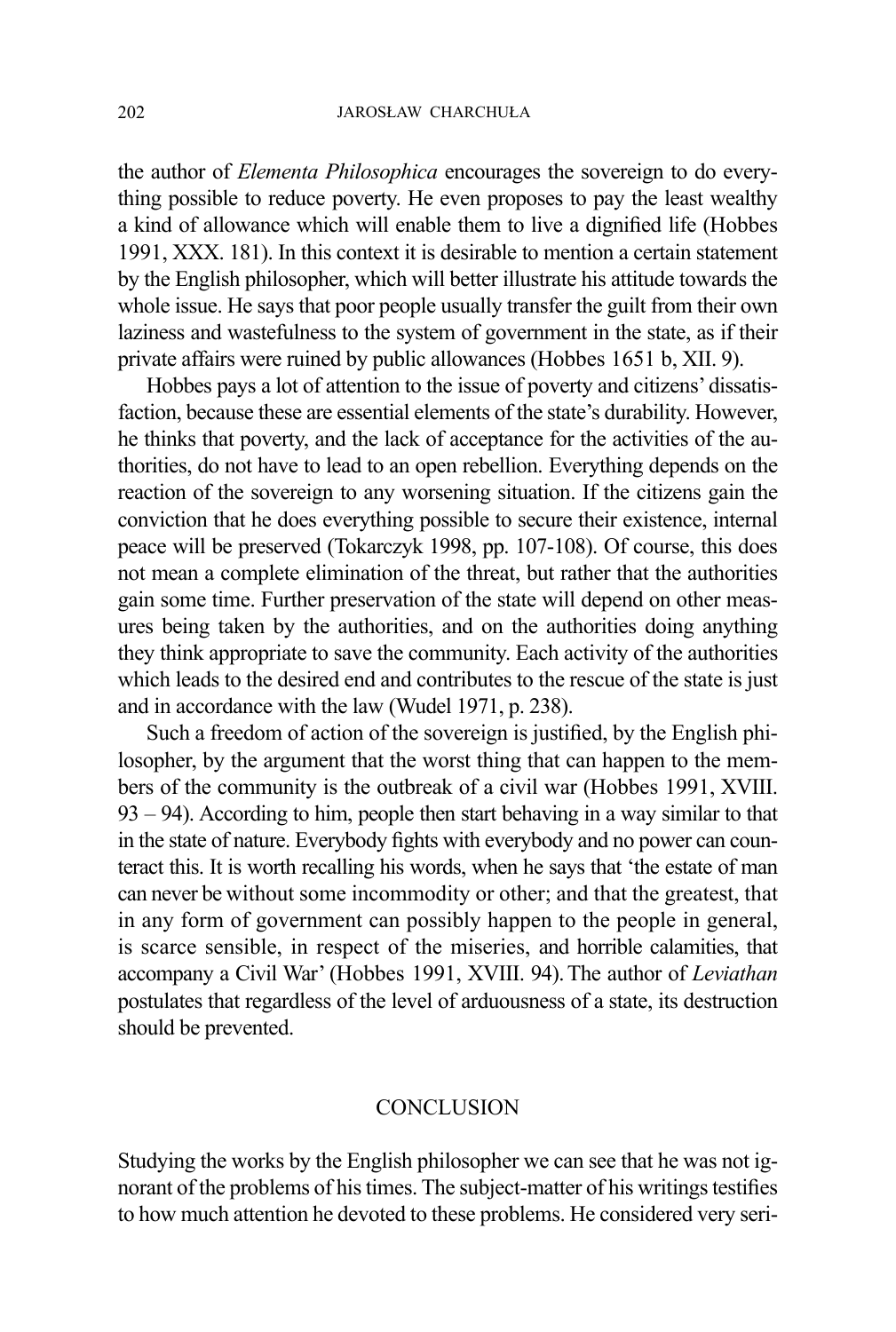the author of *Elementa Philosophica* encourages the sovereign to do everything possible to reduce poverty. He even proposes to pay the least wealthy a kind of allowance which will enable them to live a dignified life (Hobbes 1991, XXX. 181). In this context it is desirable to mention a certain statement by the English philosopher, which will better illustrate his attitude towards the whole issue. He says that poor people usually transfer the guilt from their own laziness and wastefulness to the system of government in the state, as if their private affairs were ruined by public allowances (Hobbes 1651 b, XII. 9).

Hobbes pays a lot of attention to the issue of poverty and citizens' dissatisfaction, because these are essential elements of the state's durability. However, he thinks that poverty, and the lack of acceptance for the activities of the authorities, do not have to lead to an open rebellion. Everything depends on the reaction of the sovereign to any worsening situation. If the citizens gain the conviction that he does everything possible to secure their existence, internal peace will be preserved (Tokarczyk 1998, pp. 107-108). Of course, this does not mean a complete elimination of the threat, but rather that the authorities gain some time. Further preservation of the state will depend on other measures being taken by the authorities, and on the authorities doing anything they think appropriate to save the community. Each activity of the authorities which leads to the desired end and contributes to the rescue of the state is just and in accordance with the law (Wudel 1971, p. 238).

Such a freedom of action of the sovereign is justified, by the English philosopher, by the argument that the worst thing that can happen to the members of the community is the outbreak of a civil war (Hobbes 1991, XVIII. 93 – 94). According to him, people then start behaving in a way similar to that in the state of nature. Everybody fights with everybody and no power can counteract this. It is worth recalling his words, when he says that 'the estate of man can never be without some incommodity or other; and that the greatest, that in any form of government can possibly happen to the people in general, is scarce sensible, in respect of the miseries, and horrible calamities, that accompany a Civil War' (Hobbes 1991, XVIII. 94). The author of *Leviathan* postulates that regardless of the level of arduousness of a state, its destruction should be prevented.

## CONCLUSION

Studying the works by the English philosopher we can see that he was not ignorant of the problems of his times. The subject-matter of his writings testifies to how much attention he devoted to these problems. He considered very seri-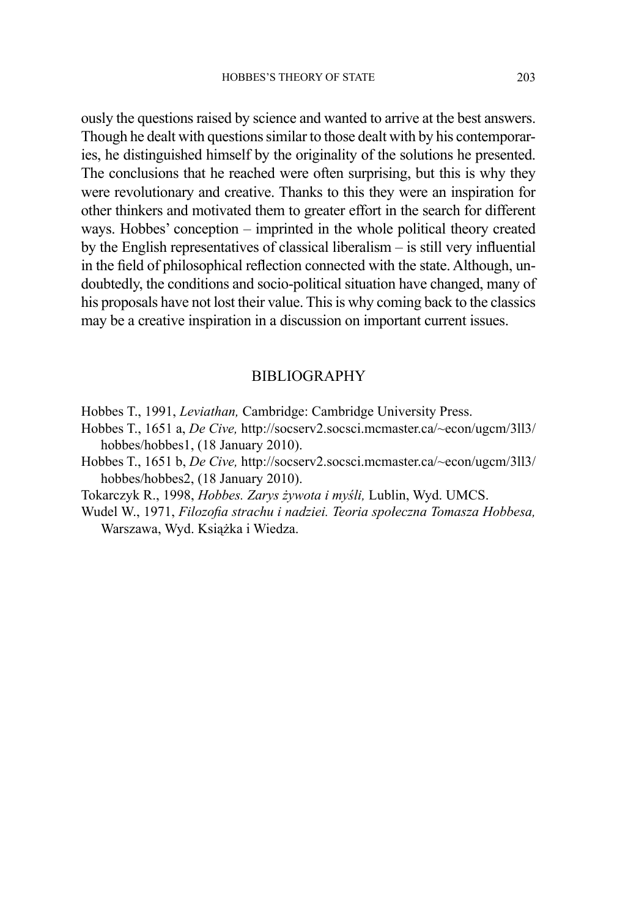ously the questions raised by science and wanted to arrive at the best answers. Though he dealt with questions similar to those dealt with by his contemporaries, he distinguished himself by the originality of the solutions he presented. The conclusions that he reached were often surprising, but this is why they were revolutionary and creative. Thanks to this they were an inspiration for other thinkers and motivated them to greater effort in the search for different ways. Hobbes' conception – imprinted in the whole political theory created by the English representatives of classical liberalism – is still very influential in the field of philosophical reflection connected with the state. Although, undoubtedly, the conditions and socio-political situation have changed, many of his proposals have not lost their value. This is why coming back to the classics may be a creative inspiration in a discussion on important current issues.

## BIBLIOGRAPHY

Hobbes T., 1991, *Leviathan,* Cambridge: Cambridge University Press.

Hobbes T., 1651 a, *De Cive,* http://socserv2.socsci.mcmaster.ca/~econ/ugcm/3ll3/hobbes/hobbes1, (18 January 2010).

Hobbes T., 1651 b, *De Cive,* http://socserv2.socsci.mcmaster.ca/~econ/ugcm/3ll3/hobbes/hobbes2, (18 January 2010).

Tokarczyk R., 1998, *Hobbes. Zarys żywota i myśli,* Lublin, Wyd. UMCS.

Wudel W., 1971, *Filozofia strachu i nadziei. Teoria społeczna Tomasza Hobbesa,* Warszawa, Wyd. Książka i Wiedza.